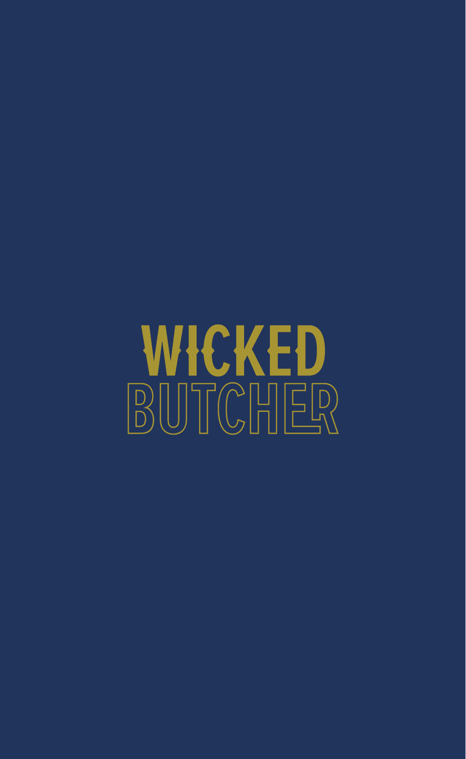# WICKED BUTCHER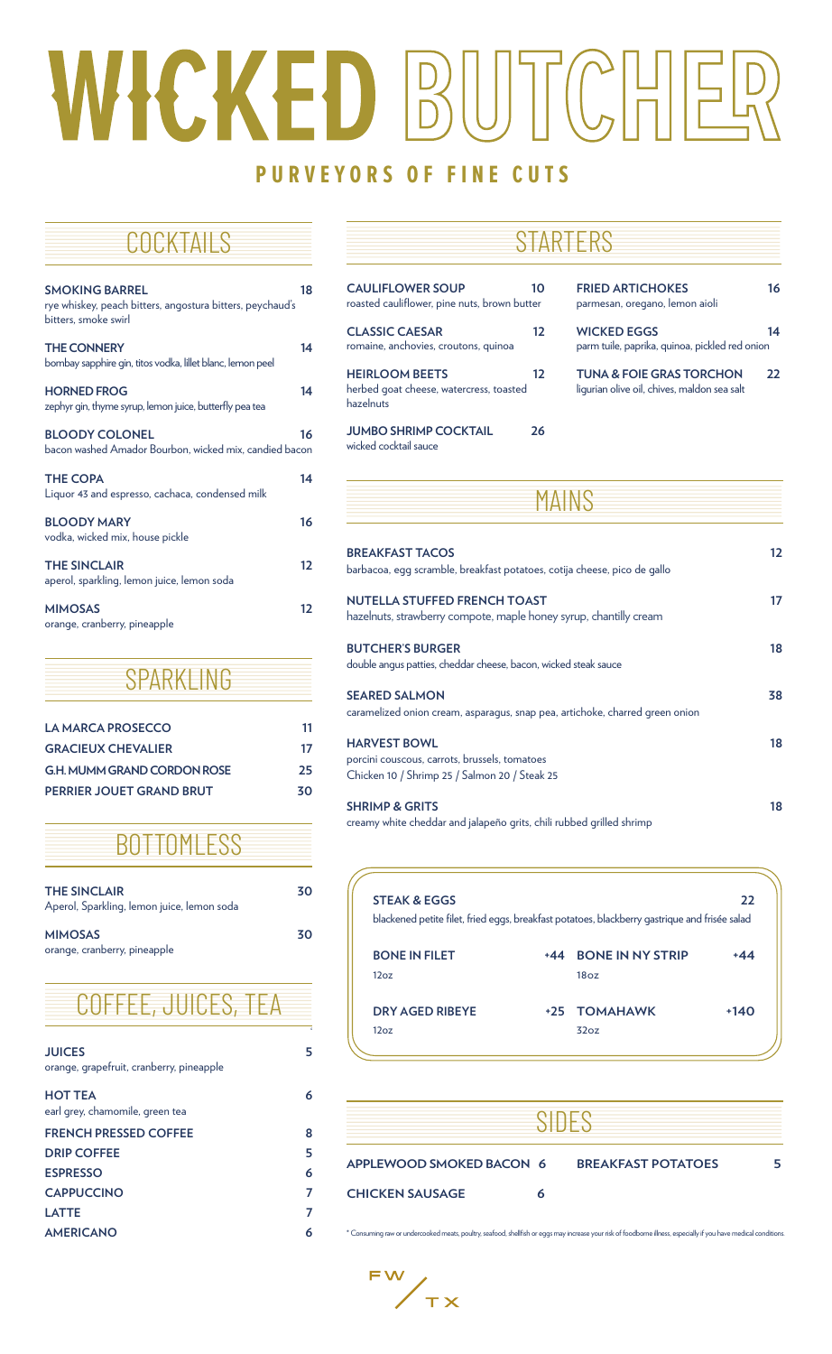# WICKED BUTCHER

## PURVEYORS OF FINE CUTS

## COCKTAILS

**SMOKING BARREL** 18
rye whiskey, peach bitters, angostura bitters, peychaud's bitters, smoke swirl

**THE CONNERY** 14
bombay sapphire gin, titos vodka, lillet blanc, lemon peel

**HORNED FROG** 14
zephyr gin, thyme syrup, lemon juice, butterfly pea tea

**BLOODY COLONEL** 16
bacon washed Amador Bourbon, wicked mix, candied bacon

**THE COPA** 14
Liquor 43 and espresso, cachaca, condensed milk

**BLOODY MARY** 16
vodka, wicked mix, house pickle

**THE SINCLAIR** 12
aperol, sparkling, lemon juice, lemon soda

**MIMOSAS** 12
orange, cranberry, pineapple

## SPARKLING

| | |
|---|---|
| **LA MARCA PROSECCO** | 11 |
| **GRACIEUX CHEVALIER** | 17 |
| **G.H. MUMM GRAND CORDON ROSE** | 25 |
| **PERRIER JOUET GRAND BRUT** | 30 |

## BOTTOMLESS

**THE SINCLAIR** 30
Aperol, Sparkling, lemon juice, lemon soda

**MIMOSAS** 30
orange, cranberry, pineapple

## COFFEE, JUICES, TEA

**JUICES** 5
orange, grapefruit, cranberry, pineapple

**HOT TEA** 6
earl grey, chamomile, green tea

| | |
|---|---|
| **FRENCH PRESSED COFFEE** | 8 |
| **DRIP COFFEE** | 5 |
| **ESPRESSO** | 6 |
| **CAPPUCCINO** | 7 |
| **LATTE** | 7 |
| **AMERICANO** | 6 |

## STARTERS

**CAULIFLOWER SOUP** 10
roasted cauliflower, pine nuts, brown butter

**CLASSIC CAESAR** 12
romaine, anchovies, croutons, quinoa

**HEIRLOOM BEETS** 12
herbed goat cheese, watercress, toasted hazelnuts

**JUMBO SHRIMP COCKTAIL** 26
wicked cocktail sauce

**FRIED ARTICHOKES** 16
parmesan, oregano, lemon aioli

**WICKED EGGS** 14
parm tuile, paprika, quinoa, pickled red onion

**TUNA & FOIE GRAS TORCHON** 22
ligurian olive oil, chives, maldon sea salt

## MAINS

**BREAKFAST TACOS** 12
barbacoa, egg scramble, breakfast potatoes, cotija cheese, pico de gallo

**NUTELLA STUFFED FRENCH TOAST** 17
hazelnuts, strawberry compote, maple honey syrup, chantilly cream

**BUTCHER'S BURGER** 18
double angus patties, cheddar cheese, bacon, wicked steak sauce

**SEARED SALMON** 38
caramelized onion cream, asparagus, snap pea, artichoke, charred green onion

**HARVEST BOWL** 18
porcini couscous, carrots, brussels, tomatoes
Chicken 10 / Shrimp 25 / Salmon 20 / Steak 25

**SHRIMP & GRITS** 18
creamy white cheddar and jalapeño grits, chili rubbed grilled shrimp

**STEAK & EGGS** 22
blackened petite filet, fried eggs, breakfast potatoes, blackberry gastrique and frisée salad

**BONE IN FILET** +44
12oz

**BONE IN NY STRIP** +44
18oz

**DRY AGED RIBEYE** +25
12oz

**TOMAHAWK** +140
32oz

## SIDES

| | |
|---|---|
| **APPLEWOOD SMOKED BACON** | 6 |
| **CHICKEN SAUSAGE** | 6 |
| **BREAKFAST POTATOES** | 5 |

* Consuming raw or undercooked meats, poultry, seafood, shellfish or eggs may increase your risk of foodborne illness, especially if you have medical conditions.

FW / TX